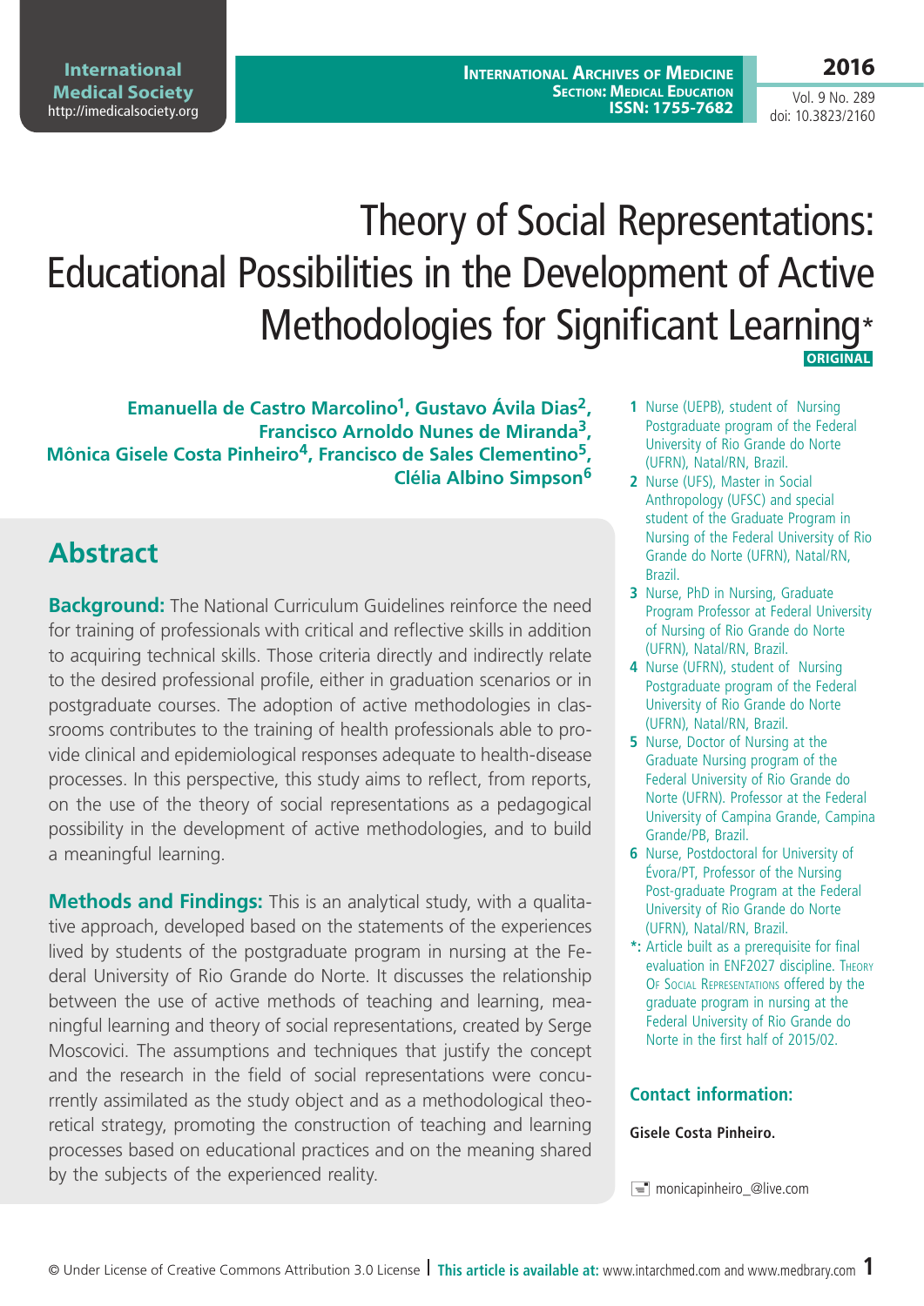# Theory of Social Representations: Educational Possibilities in the Development of Active Methodologies for Significant Learning*

ORIGINAL

**Emanuella de Castro Marcolino[1], Gustavo Ávila Dias[2], Francisco Arnoldo Nunes de Miranda[3], Mônica Gisele Costa Pinheiro[4], Francisco de Sales Clementino[5], Clélia Albino Simpson[6]**

1 Nurse (UEPB), student of Nursing Postgraduate program of the Federal University of Rio Grande do Norte (UFRN), Natal/RN, Brazil.

2 Nurse (UFS), Master in Social Anthropology (UFSC) and special student of the Graduate Program in Nursing of the Federal University of Rio Grande do Norte (UFRN), Natal/RN, Brazil.

3 Nurse, PhD in Nursing, Graduate Program Professor at Federal University of Nursing of Rio Grande do Norte (UFRN), Natal/RN, Brazil.

4 Nurse (UFRN), student of Nursing Postgraduate program of the Federal University of Rio Grande do Norte (UFRN), Natal/RN, Brazil.

5 Nurse, Doctor of Nursing at the Graduate Nursing program of the Federal University of Rio Grande do Norte (UFRN). Professor at the Federal University of Campina Grande, Campina Grande/PB, Brazil.

6 Nurse, Postdoctoral for University of Évora/PT, Professor of the Nursing Post-graduate Program at the Federal University of Rio Grande do Norte (UFRN), Natal/RN, Brazil.

*: Article built as a prerequisite for final evaluation in ENF2027 discipline. Theory Of Social Representations offered by the graduate program in nursing at the Federal University of Rio Grande do Norte in the first half of 2015/02.

## Contact information:

**Gisele Costa Pinheiro.**

monicapinheiro_@live.com

## Abstract

**Background:** The National Curriculum Guidelines reinforce the need for training of professionals with critical and reflective skills in addition to acquiring technical skills. Those criteria directly and indirectly relate to the desired professional profile, either in graduation scenarios or in postgraduate courses. The adoption of active methodologies in classrooms contributes to the training of health professionals able to provide clinical and epidemiological responses adequate to health-disease processes. In this perspective, this study aims to reflect, from reports, on the use of the theory of social representations as a pedagogical possibility in the development of active methodologies, and to build a meaningful learning.

**Methods and Findings:** This is an analytical study, with a qualitative approach, developed based on the statements of the experiences lived by students of the postgraduate program in nursing at the Federal University of Rio Grande do Norte. It discusses the relationship between the use of active methods of teaching and learning, meaningful learning and theory of social representations, created by Serge Moscovici. The assumptions and techniques that justify the concept and the research in the field of social representations were concurrently assimilated as the study object and as a methodological theoretical strategy, promoting the construction of teaching and learning processes based on educational practices and on the meaning shared by the subjects of the experienced reality.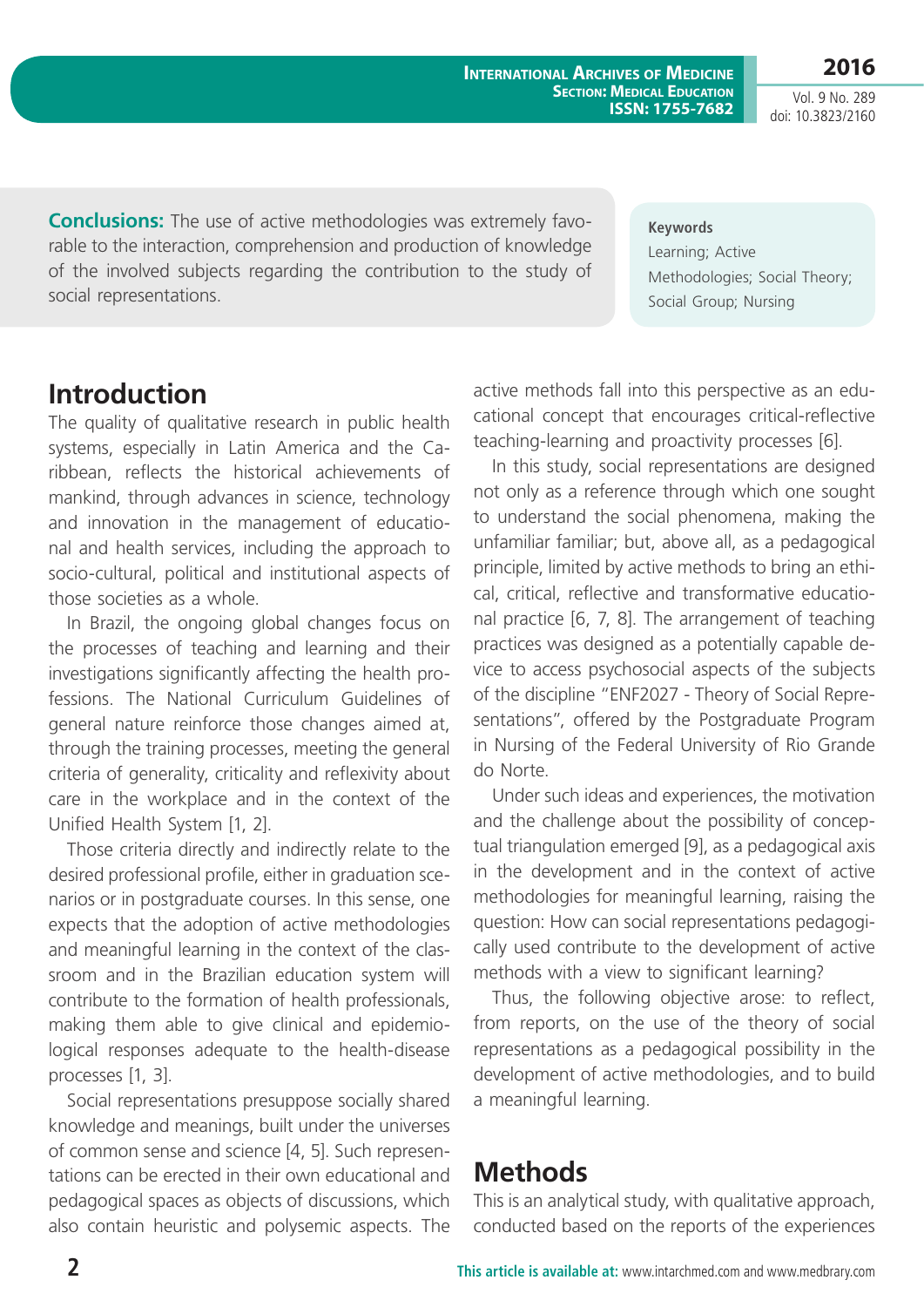**Conclusions:** The use of active methodologies was extremely favorable to the interaction, comprehension and production of knowledge of the involved subjects regarding the contribution to the study of social representations.

**Keywords**
Learning; Active Methodologies; Social Theory; Social Group; Nursing

## Introduction

The quality of qualitative research in public health systems, especially in Latin America and the Caribbean, reflects the historical achievements of mankind, through advances in science, technology and innovation in the management of educational and health services, including the approach to socio-cultural, political and institutional aspects of those societies as a whole.

In Brazil, the ongoing global changes focus on the processes of teaching and learning and their investigations significantly affecting the health professions. The National Curriculum Guidelines of general nature reinforce those changes aimed at, through the training processes, meeting the general criteria of generality, criticality and reflexivity about care in the workplace and in the context of the Unified Health System [1, 2].

Those criteria directly and indirectly relate to the desired professional profile, either in graduation scenarios or in postgraduate courses. In this sense, one expects that the adoption of active methodologies and meaningful learning in the context of the classroom and in the Brazilian education system will contribute to the formation of health professionals, making them able to give clinical and epidemiological responses adequate to the health-disease processes [1, 3].

Social representations presuppose socially shared knowledge and meanings, built under the universes of common sense and science [4, 5]. Such representations can be erected in their own educational and pedagogical spaces as objects of discussions, which also contain heuristic and polysemic aspects. The active methods fall into this perspective as an educational concept that encourages critical-reflective teaching-learning and proactivity processes [6].

In this study, social representations are designed not only as a reference through which one sought to understand the social phenomena, making the unfamiliar familiar; but, above all, as a pedagogical principle, limited by active methods to bring an ethical, critical, reflective and transformative educational practice [6, 7, 8]. The arrangement of teaching practices was designed as a potentially capable device to access psychosocial aspects of the subjects of the discipline "ENF2027 - Theory of Social Representations", offered by the Postgraduate Program in Nursing of the Federal University of Rio Grande do Norte.

Under such ideas and experiences, the motivation and the challenge about the possibility of conceptual triangulation emerged [9], as a pedagogical axis in the development and in the context of active methodologies for meaningful learning, raising the question: How can social representations pedagogically used contribute to the development of active methods with a view to significant learning?

Thus, the following objective arose: to reflect, from reports, on the use of the theory of social representations as a pedagogical possibility in the development of active methodologies, and to build a meaningful learning.

## Methods

This is an analytical study, with qualitative approach, conducted based on the reports of the experiences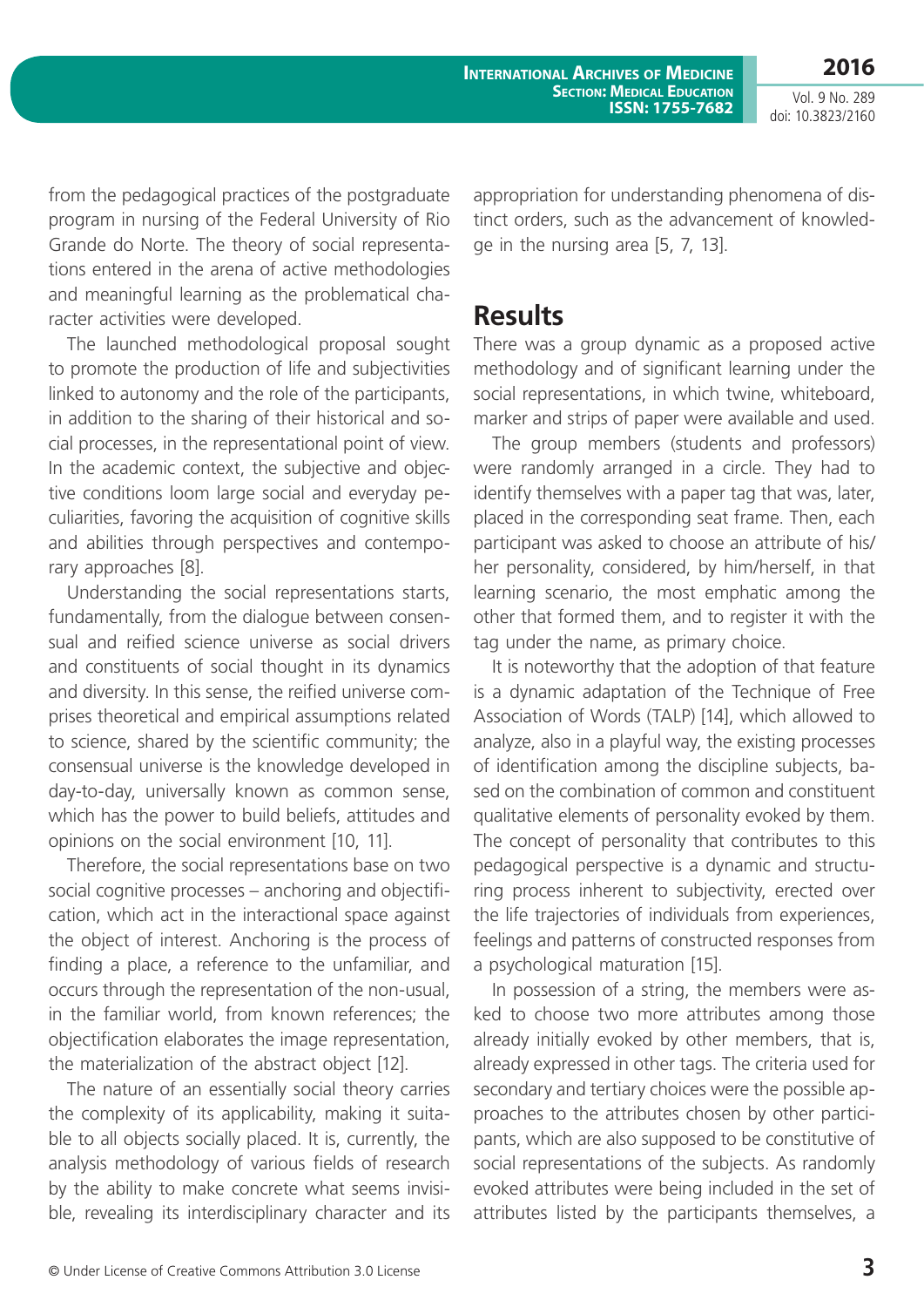from the pedagogical practices of the postgraduate program in nursing of the Federal University of Rio Grande do Norte. The theory of social representations entered in the arena of active methodologies and meaningful learning as the problematical character activities were developed.

The launched methodological proposal sought to promote the production of life and subjectivities linked to autonomy and the role of the participants, in addition to the sharing of their historical and social processes, in the representational point of view. In the academic context, the subjective and objective conditions loom large social and everyday peculiarities, favoring the acquisition of cognitive skills and abilities through perspectives and contemporary approaches [8].

Understanding the social representations starts, fundamentally, from the dialogue between consensual and reified science universe as social drivers and constituents of social thought in its dynamics and diversity. In this sense, the reified universe comprises theoretical and empirical assumptions related to science, shared by the scientific community; the consensual universe is the knowledge developed in day-to-day, universally known as common sense, which has the power to build beliefs, attitudes and opinions on the social environment [10, 11].

Therefore, the social representations base on two social cognitive processes – anchoring and objectification, which act in the interactional space against the object of interest. Anchoring is the process of finding a place, a reference to the unfamiliar, and occurs through the representation of the non-usual, in the familiar world, from known references; the objectification elaborates the image representation, the materialization of the abstract object [12].

The nature of an essentially social theory carries the complexity of its applicability, making it suitable to all objects socially placed. It is, currently, the analysis methodology of various fields of research by the ability to make concrete what seems invisible, revealing its interdisciplinary character and its appropriation for understanding phenomena of distinct orders, such as the advancement of knowledge in the nursing area [5, 7, 13].

## Results

There was a group dynamic as a proposed active methodology and of significant learning under the social representations, in which twine, whiteboard, marker and strips of paper were available and used.

The group members (students and professors) were randomly arranged in a circle. They had to identify themselves with a paper tag that was, later, placed in the corresponding seat frame. Then, each participant was asked to choose an attribute of his/her personality, considered, by him/herself, in that learning scenario, the most emphatic among the other that formed them, and to register it with the tag under the name, as primary choice.

It is noteworthy that the adoption of that feature is a dynamic adaptation of the Technique of Free Association of Words (TALP) [14], which allowed to analyze, also in a playful way, the existing processes of identification among the discipline subjects, based on the combination of common and constituent qualitative elements of personality evoked by them. The concept of personality that contributes to this pedagogical perspective is a dynamic and structuring process inherent to subjectivity, erected over the life trajectories of individuals from experiences, feelings and patterns of constructed responses from a psychological maturation [15].

In possession of a string, the members were asked to choose two more attributes among those already initially evoked by other members, that is, already expressed in other tags. The criteria used for secondary and tertiary choices were the possible approaches to the attributes chosen by other participants, which are also supposed to be constitutive of social representations of the subjects. As randomly evoked attributes were being included in the set of attributes listed by the participants themselves, a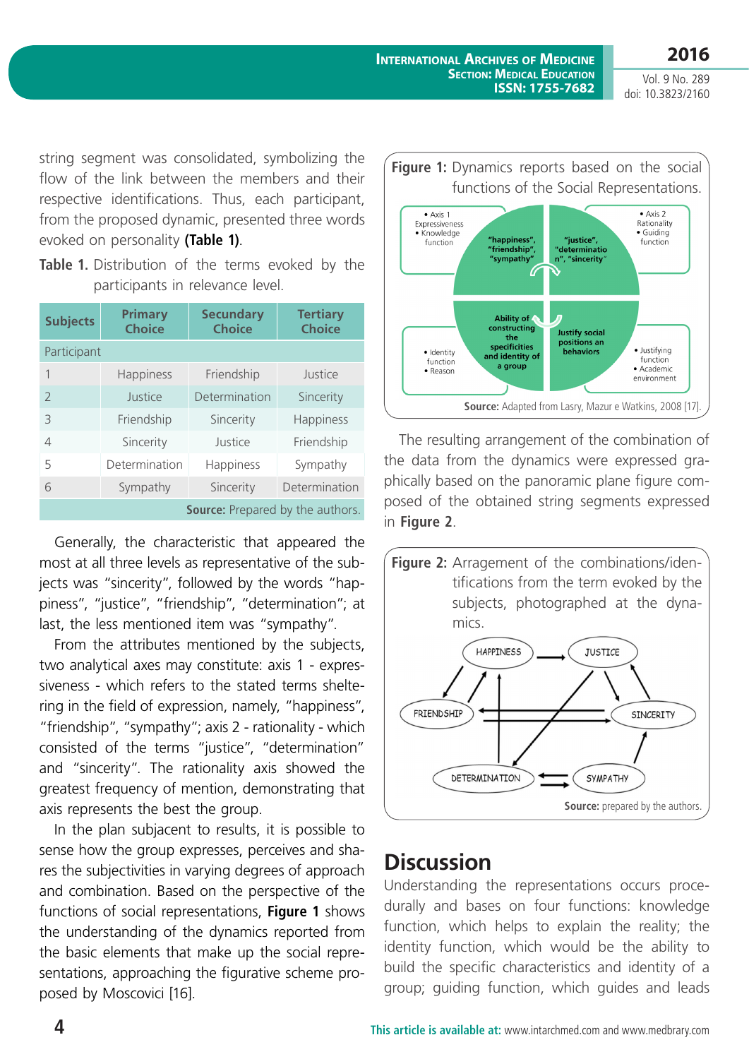string segment was consolidated, symbolizing the flow of the link between the members and their respective identifications. Thus, each participant, from the proposed dynamic, presented three words evoked on personality **(Table 1)**.

**Table 1.** Distribution of the terms evoked by the participants in relevance level.

| Subjects | Primary Choice | Secundary Choice | Tertiary Choice |
|---|---|---|---|
| Participant | | | |
| 1 | Happiness | Friendship | Justice |
| 2 | Justice | Determination | Sincerity |
| 3 | Friendship | Sincerity | Happiness |
| 4 | Sincerity | Justice | Friendship |
| 5 | Determination | Happiness | Sympathy |
| 6 | Sympathy | Sincerity | Determination |

**Source:** Prepared by the authors.

Generally, the characteristic that appeared the most at all three levels as representative of the subjects was "sincerity", followed by the words "happiness", "justice", "friendship", "determination"; at last, the less mentioned item was "sympathy".

From the attributes mentioned by the subjects, two analytical axes may constitute: axis 1 - expressiveness - which refers to the stated terms sheltering in the field of expression, namely, "happiness", "friendship", "sympathy"; axis 2 - rationality - which consisted of the terms "justice", "determination" and "sincerity". The rationality axis showed the greatest frequency of mention, demonstrating that axis represents the best the group.

In the plan subjacent to results, it is possible to sense how the group expresses, perceives and shares the subjectivities in varying degrees of approach and combination. Based on the perspective of the functions of social representations, **Figure 1** shows the understanding of the dynamics reported from the basic elements that make up the social representations, approaching the figurative scheme proposed by Moscovici [16].

**Figure 1:** Dynamics reports based on the social functions of the Social Representations.

- Axis 1 Expressiveness
- Knowledge function

"happiness", "friendship", "sympathy"

"justice", "determination", "sincerity"

- Axis 2 Rationality
- Guiding function

- Identity function
- Reason

Ability of constructing the specificities and identity of a group

Justify social positions an behaviors

- Justifying function
- Academic environment

**Source:** Adapted from Lasry, Mazur e Watkins, 2008 [17].

The resulting arrangement of the combination of the data from the dynamics were expressed graphically based on the panoramic plane figure composed of the obtained string segments expressed in **Figure 2**.

**Figure 2:** Arragement of the combinations/identifications from the term evoked by the subjects, photographed at the dynamics.

HAPPINESS → JUSTICE

FRIENDSHIP, SINCERITY

DETERMINATION ⇄ SYMPATHY

**Source:** prepared by the authors.

## Discussion

Understanding the representations occurs procedurally and bases on four functions: knowledge function, which helps to explain the reality; the identity function, which would be the ability to build the specific characteristics and identity of a group; guiding function, which guides and leads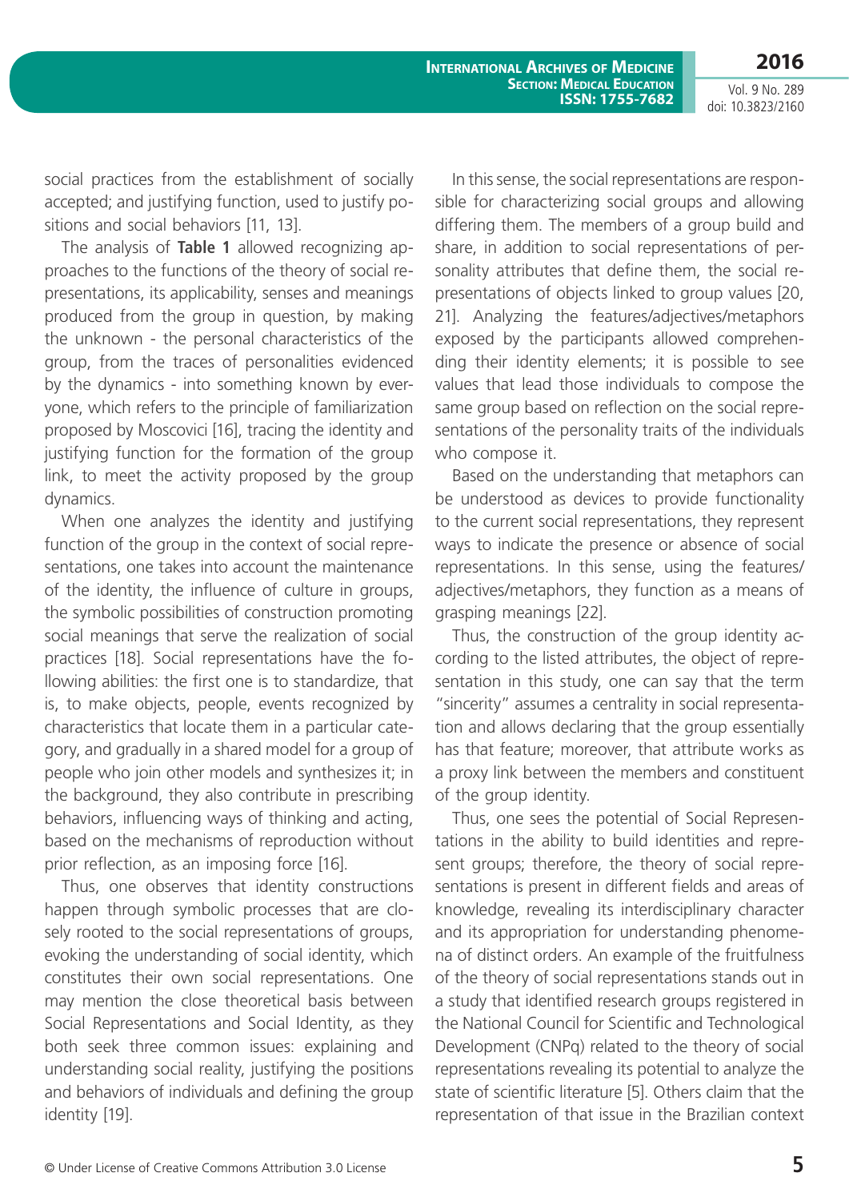social practices from the establishment of socially accepted; and justifying function, used to justify positions and social behaviors [11, 13].

The analysis of **Table 1** allowed recognizing approaches to the functions of the theory of social representations, its applicability, senses and meanings produced from the group in question, by making the unknown - the personal characteristics of the group, from the traces of personalities evidenced by the dynamics - into something known by everyone, which refers to the principle of familiarization proposed by Moscovici [16], tracing the identity and justifying function for the formation of the group link, to meet the activity proposed by the group dynamics.

When one analyzes the identity and justifying function of the group in the context of social representations, one takes into account the maintenance of the identity, the influence of culture in groups, the symbolic possibilities of construction promoting social meanings that serve the realization of social practices [18]. Social representations have the following abilities: the first one is to standardize, that is, to make objects, people, events recognized by characteristics that locate them in a particular category, and gradually in a shared model for a group of people who join other models and synthesizes it; in the background, they also contribute in prescribing behaviors, influencing ways of thinking and acting, based on the mechanisms of reproduction without prior reflection, as an imposing force [16].

Thus, one observes that identity constructions happen through symbolic processes that are closely rooted to the social representations of groups, evoking the understanding of social identity, which constitutes their own social representations. One may mention the close theoretical basis between Social Representations and Social Identity, as they both seek three common issues: explaining and understanding social reality, justifying the positions and behaviors of individuals and defining the group identity [19].

In this sense, the social representations are responsible for characterizing social groups and allowing differing them. The members of a group build and share, in addition to social representations of personality attributes that define them, the social representations of objects linked to group values [20, 21]. Analyzing the features/adjectives/metaphors exposed by the participants allowed comprehending their identity elements; it is possible to see values that lead those individuals to compose the same group based on reflection on the social representations of the personality traits of the individuals who compose it.

Based on the understanding that metaphors can be understood as devices to provide functionality to the current social representations, they represent ways to indicate the presence or absence of social representations. In this sense, using the features/adjectives/metaphors, they function as a means of grasping meanings [22].

Thus, the construction of the group identity according to the listed attributes, the object of representation in this study, one can say that the term "sincerity" assumes a centrality in social representation and allows declaring that the group essentially has that feature; moreover, that attribute works as a proxy link between the members and constituent of the group identity.

Thus, one sees the potential of Social Representations in the ability to build identities and represent groups; therefore, the theory of social representations is present in different fields and areas of knowledge, revealing its interdisciplinary character and its appropriation for understanding phenomena of distinct orders. An example of the fruitfulness of the theory of social representations stands out in a study that identified research groups registered in the National Council for Scientific and Technological Development (CNPq) related to the theory of social representations revealing its potential to analyze the state of scientific literature [5]. Others claim that the representation of that issue in the Brazilian context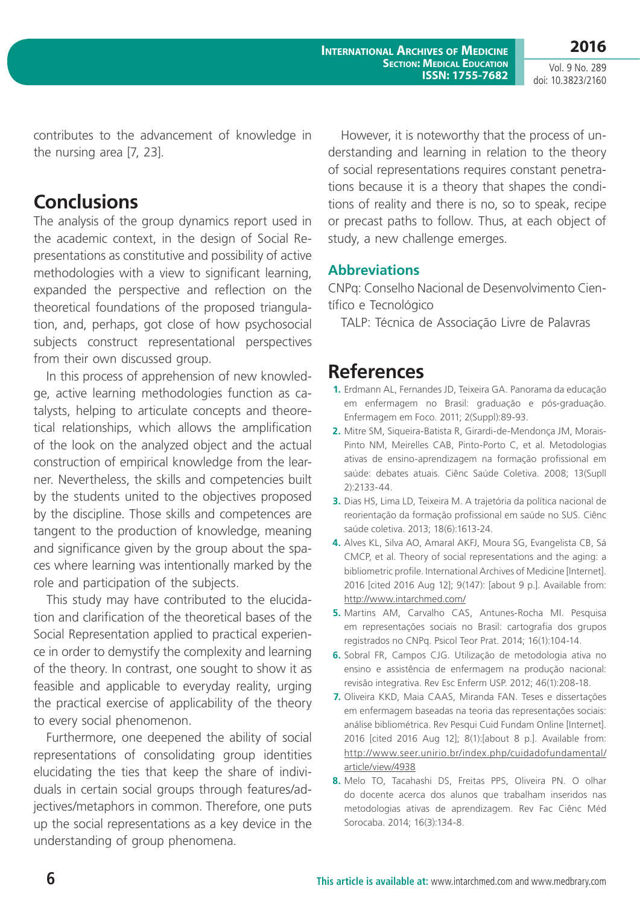contributes to the advancement of knowledge in the nursing area [7, 23].

## Conclusions

The analysis of the group dynamics report used in the academic context, in the design of Social Representations as constitutive and possibility of active methodologies with a view to significant learning, expanded the perspective and reflection on the theoretical foundations of the proposed triangulation, and, perhaps, got close of how psychosocial subjects construct representational perspectives from their own discussed group.

In this process of apprehension of new knowledge, active learning methodologies function as catalysts, helping to articulate concepts and theoretical relationships, which allows the amplification of the look on the analyzed object and the actual construction of empirical knowledge from the learner. Nevertheless, the skills and competencies built by the students united to the objectives proposed by the discipline. Those skills and competences are tangent to the production of knowledge, meaning and significance given by the group about the spaces where learning was intentionally marked by the role and participation of the subjects.

This study may have contributed to the elucidation and clarification of the theoretical bases of the Social Representation applied to practical experience in order to demystify the complexity and learning of the theory. In contrast, one sought to show it as feasible and applicable to everyday reality, urging the practical exercise of applicability of the theory to every social phenomenon.

Furthermore, one deepened the ability of social representations of consolidating group identities elucidating the ties that keep the share of individuals in certain social groups through features/adjectives/metaphors in common. Therefore, one puts up the social representations as a key device in the understanding of group phenomena.

However, it is noteworthy that the process of understanding and learning in relation to the theory of social representations requires constant penetrations because it is a theory that shapes the conditions of reality and there is no, so to speak, recipe or precast paths to follow. Thus, at each object of study, a new challenge emerges.

### Abbreviations

CNPq: Conselho Nacional de Desenvolvimento Científico e Tecnológico

TALP: Técnica de Associação Livre de Palavras

## References

1. Erdmann AL, Fernandes JD, Teixeira GA. Panorama da educação em enfermagem no Brasil: graduação e pós-graduação. Enfermagem em Foco. 2011; 2(Suppl):89-93.
2. Mitre SM, Siqueira-Batista R, Girardi-de-Mendonça JM, Morais-Pinto NM, Meirelles CAB, Pinto-Porto C, et al. Metodologias ativas de ensino-aprendizagem na formação profissional em saúde: debates atuais. Ciênc Saúde Coletiva. 2008; 13(Supll 2):2133-44.
3. Dias HS, Lima LD, Teixeira M. A trajetória da política nacional de reorientação da formação profissional em saúde no SUS. Ciênc saúde coletiva. 2013; 18(6):1613-24.
4. Alves KL, Silva AO, Amaral AKFJ, Moura SG, Evangelista CB, Sá CMCP, et al. Theory of social representations and the aging: a bibliometric profile. International Archives of Medicine [Internet]. 2016 [cited 2016 Aug 12]; 9(147): [about 9 p.]. Available from: http://www.intarchmed.com/
5. Martins AM, Carvalho CAS, Antunes-Rocha MI. Pesquisa em representações sociais no Brasil: cartografia dos grupos registrados no CNPq. Psicol Teor Prat. 2014; 16(1):104-14.
6. Sobral FR, Campos CJG. Utilização de metodologia ativa no ensino e assistência de enfermagem na produção nacional: revisão integrativa. Rev Esc Enferm USP. 2012; 46(1):208-18.
7. Oliveira KKD, Maia CAAS, Miranda FAN. Teses e dissertações em enfermagem baseadas na teoria das representações sociais: análise bibliométrica. Rev Pesqui Cuid Fundam Online [Internet]. 2016 [cited 2016 Aug 12]; 8(1):[about 8 p.]. Available from: http://www.seer.unirio.br/index.php/cuidadofundamental/article/view/4938
8. Melo TO, Tacahashi DS, Freitas PPS, Oliveira PN. O olhar do docente acerca dos alunos que trabalham inseridos nas metodologias ativas de aprendizagem. Rev Fac Ciênc Méd Sorocaba. 2014; 16(3):134-8.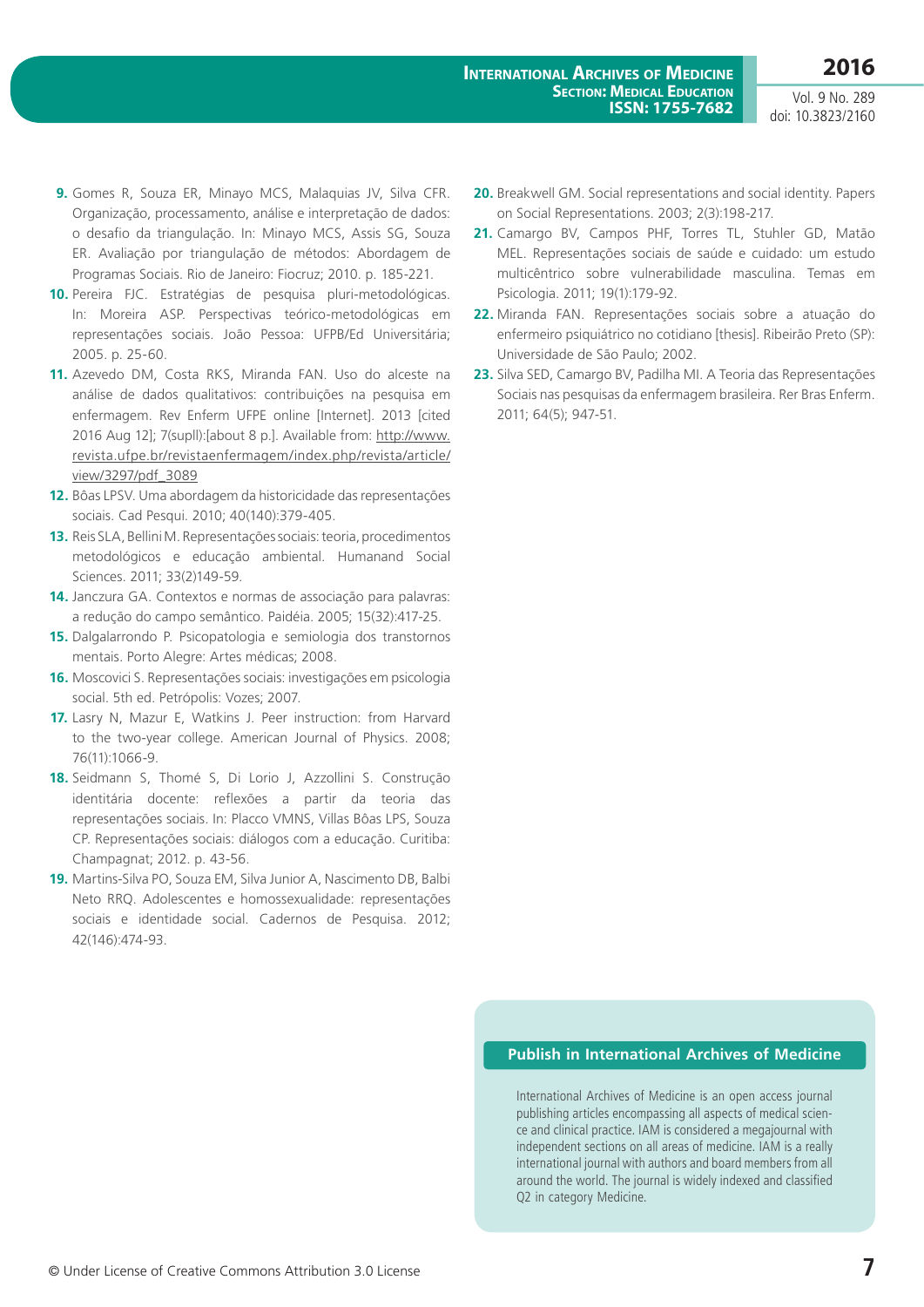9. Gomes R, Souza ER, Minayo MCS, Malaquias JV, Silva CFR. Organização, processamento, análise e interpretação de dados: o desafio da triangulação. In: Minayo MCS, Assis SG, Souza ER. Avaliação por triangulação de métodos: Abordagem de Programas Sociais. Rio de Janeiro: Fiocruz; 2010. p. 185-221.
10. Pereira FJC. Estratégias de pesquisa pluri-metodológicas. In: Moreira ASP. Perspectivas teórico-metodológicas em representações sociais. João Pessoa: UFPB/Ed Universitária; 2005. p. 25-60.
11. Azevedo DM, Costa RKS, Miranda FAN. Uso do alceste na análise de dados qualitativos: contribuições na pesquisa em enfermagem. Rev Enferm UFPE online [Internet]. 2013 [cited 2016 Aug 12]; 7(supll):[about 8 p.]. Available from: http://www.revista.ufpe.br/revistaenfermagem/index.php/revista/article/view/3297/pdf_3089
12. Bôas LPSV. Uma abordagem da historicidade das representações sociais. Cad Pesqui. 2010; 40(140):379-405.
13. Reis SLA, Bellini M. Representações sociais: teoria, procedimentos metodológicos e educação ambiental. Humanand Social Sciences. 2011; 33(2)149-59.
14. Janczura GA. Contextos e normas de associação para palavras: a redução do campo semântico. Paidéia. 2005; 15(32):417-25.
15. Dalgalarrondo P. Psicopatologia e semiologia dos transtornos mentais. Porto Alegre: Artes médicas; 2008.
16. Moscovici S. Representações sociais: investigações em psicologia social. 5th ed. Petrópolis: Vozes; 2007.
17. Lasry N, Mazur E, Watkins J. Peer instruction: from Harvard to the two-year college. American Journal of Physics. 2008; 76(11):1066-9.
18. Seidmann S, Thomé S, Di Lorio J, Azzollini S. Construção identitária docente: reflexões a partir da teoria das representações sociais. In: Placco VMNS, Villas Bôas LPS, Souza CP. Representações sociais: diálogos com a educação. Curitiba: Champagnat; 2012. p. 43-56.
19. Martins-Silva PO, Souza EM, Silva Junior A, Nascimento DB, Balbi Neto RRQ. Adolescentes e homossexualidade: representações sociais e identidade social. Cadernos de Pesquisa. 2012; 42(146):474-93.
20. Breakwell GM. Social representations and social identity. Papers on Social Representations. 2003; 2(3):198-217.
21. Camargo BV, Campos PHF, Torres TL, Stuhler GD, Matão MEL. Representações sociais de saúde e cuidado: um estudo multicêntrico sobre vulnerabilidade masculina. Temas em Psicologia. 2011; 19(1):179-92.
22. Miranda FAN. Representações sociais sobre a atuação do enfermeiro psiquiátrico no cotidiano [thesis]. Ribeirão Preto (SP): Universidade de São Paulo; 2002.
23. Silva SED, Camargo BV, Padilha MI. A Teoria das Representações Sociais nas pesquisas da enfermagem brasileira. Rer Bras Enferm. 2011; 64(5); 947-51.

**Publish in International Archives of Medicine**

International Archives of Medicine is an open access journal publishing articles encompassing all aspects of medical science and clinical practice. IAM is considered a megajournal with independent sections on all areas of medicine. IAM is a really international journal with authors and board members from all around the world. The journal is widely indexed and classified Q2 in category Medicine.